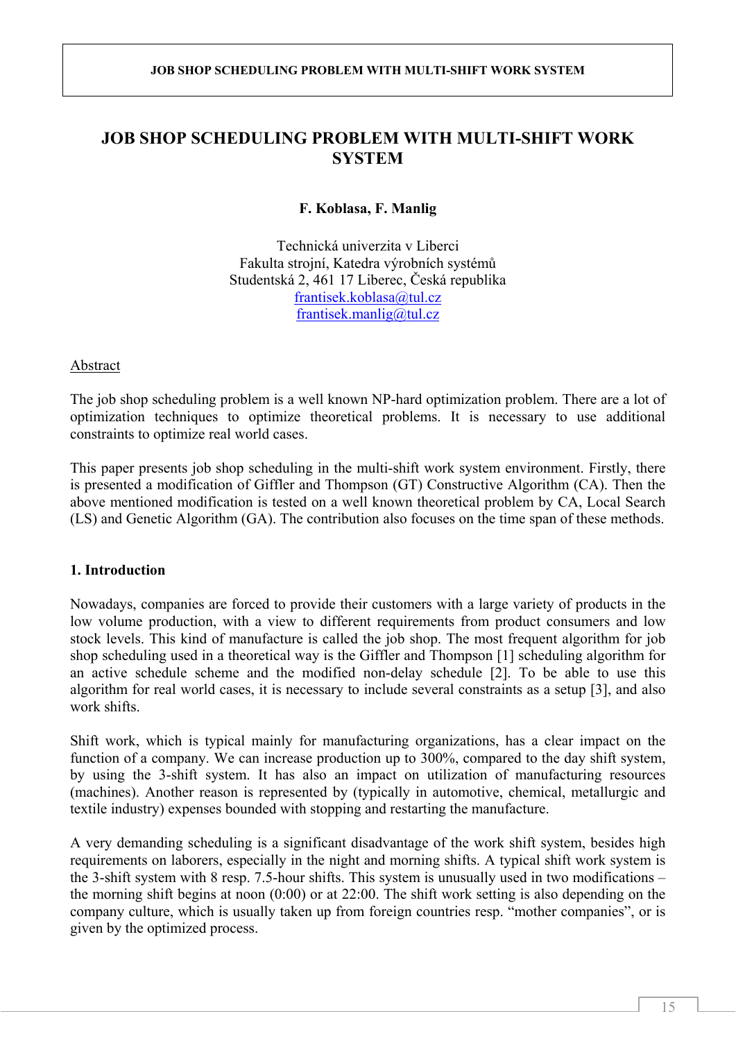# JOB SHOP SCHEDULING PROBLEM WITH MULTI-SHIFT WORK SYSTEM

**F. Koblasa, F. Manlig**

Technická univerzita v Liberci  
Fakulta strojní, Katedra výrobních systémů  
Studentská 2, 461 17 Liberec, Česká republika  
frantisek.koblasa@tul.cz  
frantisek.manlig@tul.cz

## Abstract

The job shop scheduling problem is a well known NP-hard optimization problem. There are a lot of optimization techniques to optimize theoretical problems. It is necessary to use additional constraints to optimize real world cases.

This paper presents job shop scheduling in the multi-shift work system environment. Firstly, there is presented a modification of Giffler and Thompson (GT) Constructive Algorithm (CA). Then the above mentioned modification is tested on a well known theoretical problem by CA, Local Search (LS) and Genetic Algorithm (GA). The contribution also focuses on the time span of these methods.

## 1. Introduction

Nowadays, companies are forced to provide their customers with a large variety of products in the low volume production, with a view to different requirements from product consumers and low stock levels. This kind of manufacture is called the job shop. The most frequent algorithm for job shop scheduling used in a theoretical way is the Giffler and Thompson [1] scheduling algorithm for an active schedule scheme and the modified non-delay schedule [2]. To be able to use this algorithm for real world cases, it is necessary to include several constraints as a setup [3], and also work shifts.

Shift work, which is typical mainly for manufacturing organizations, has a clear impact on the function of a company. We can increase production up to 300%, compared to the day shift system, by using the 3-shift system. It has also an impact on utilization of manufacturing resources (machines). Another reason is represented by (typically in automotive, chemical, metallurgic and textile industry) expenses bounded with stopping and restarting the manufacture.

A very demanding scheduling is a significant disadvantage of the work shift system, besides high requirements on laborers, especially in the night and morning shifts. A typical shift work system is the 3-shift system with 8 resp. 7.5-hour shifts. This system is unusually used in two modifications – the morning shift begins at noon (0:00) or at 22:00. The shift work setting is also depending on the company culture, which is usually taken up from foreign countries resp. "mother companies", or is given by the optimized process.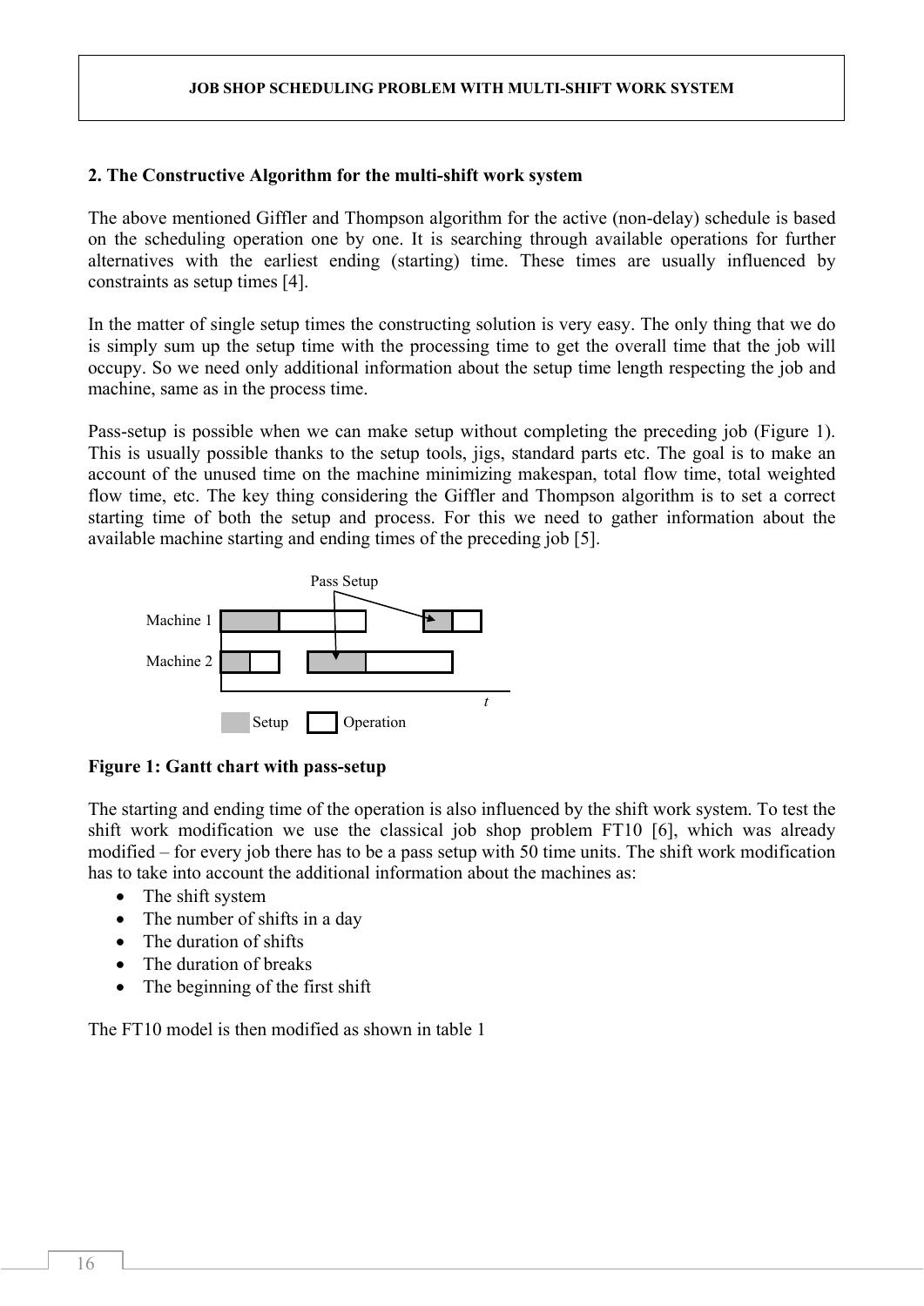## 2. The Constructive Algorithm for the multi-shift work system

The above mentioned Giffler and Thompson algorithm for the active (non-delay) schedule is based on the scheduling operation one by one. It is searching through available operations for further alternatives with the earliest ending (starting) time. These times are usually influenced by constraints as setup times [4].

In the matter of single setup times the constructing solution is very easy. The only thing that we do is simply sum up the setup time with the processing time to get the overall time that the job will occupy. So we need only additional information about the setup time length respecting the job and machine, same as in the process time.

Pass-setup is possible when we can make setup without completing the preceding job (Figure 1). This is usually possible thanks to the setup tools, jigs, standard parts etc. The goal is to make an account of the unused time on the machine minimizing makespan, total flow time, total weighted flow time, etc. The key thing considering the Giffler and Thompson algorithm is to set a correct starting time of both the setup and process. For this we need to gather information about the available machine starting and ending times of the preceding job [5].

**Figure 1: Gantt chart with pass-setup**

The starting and ending time of the operation is also influenced by the shift work system. To test the shift work modification we use the classical job shop problem FT10 [6], which was already modified – for every job there has to be a pass setup with 50 time units. The shift work modification has to take into account the additional information about the machines as:

- The shift system
- The number of shifts in a day
- The duration of shifts
- The duration of breaks
- The beginning of the first shift

The FT10 model is then modified as shown in table 1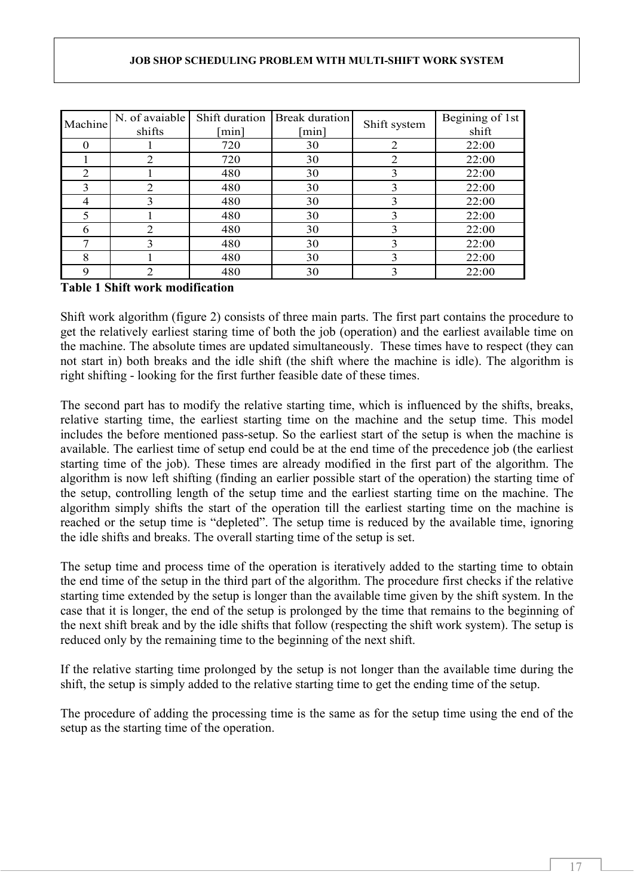| Machine | N. of avaiable shifts | Shift duration [min] | Break duration [min] | Shift system | Begining of 1st shift |
|---|---|---|---|---|---|
| 0 | 1 | 720 | 30 | 2 | 22:00 |
| 1 | 2 | 720 | 30 | 2 | 22:00 |
| 2 | 1 | 480 | 30 | 3 | 22:00 |
| 3 | 2 | 480 | 30 | 3 | 22:00 |
| 4 | 3 | 480 | 30 | 3 | 22:00 |
| 5 | 1 | 480 | 30 | 3 | 22:00 |
| 6 | 2 | 480 | 30 | 3 | 22:00 |
| 7 | 3 | 480 | 30 | 3 | 22:00 |
| 8 | 1 | 480 | 30 | 3 | 22:00 |
| 9 | 2 | 480 | 30 | 3 | 22:00 |

**Table 1 Shift work modification**

Shift work algorithm (figure 2) consists of three main parts. The first part contains the procedure to get the relatively earliest staring time of both the job (operation) and the earliest available time on the machine. The absolute times are updated simultaneously. These times have to respect (they can not start in) both breaks and the idle shift (the shift where the machine is idle). The algorithm is right shifting - looking for the first further feasible date of these times.

The second part has to modify the relative starting time, which is influenced by the shifts, breaks, relative starting time, the earliest starting time on the machine and the setup time. This model includes the before mentioned pass-setup. So the earliest start of the setup is when the machine is available. The earliest time of setup end could be at the end time of the precedence job (the earliest starting time of the job). These times are already modified in the first part of the algorithm. The algorithm is now left shifting (finding an earlier possible start of the operation) the starting time of the setup, controlling length of the setup time and the earliest starting time on the machine. The algorithm simply shifts the start of the operation till the earliest starting time on the machine is reached or the setup time is "depleted". The setup time is reduced by the available time, ignoring the idle shifts and breaks. The overall starting time of the setup is set.

The setup time and process time of the operation is iteratively added to the starting time to obtain the end time of the setup in the third part of the algorithm. The procedure first checks if the relative starting time extended by the setup is longer than the available time given by the shift system. In the case that it is longer, the end of the setup is prolonged by the time that remains to the beginning of the next shift break and by the idle shifts that follow (respecting the shift work system). The setup is reduced only by the remaining time to the beginning of the next shift.

If the relative starting time prolonged by the setup is not longer than the available time during the shift, the setup is simply added to the relative starting time to get the ending time of the setup.

The procedure of adding the processing time is the same as for the setup time using the end of the setup as the starting time of the operation.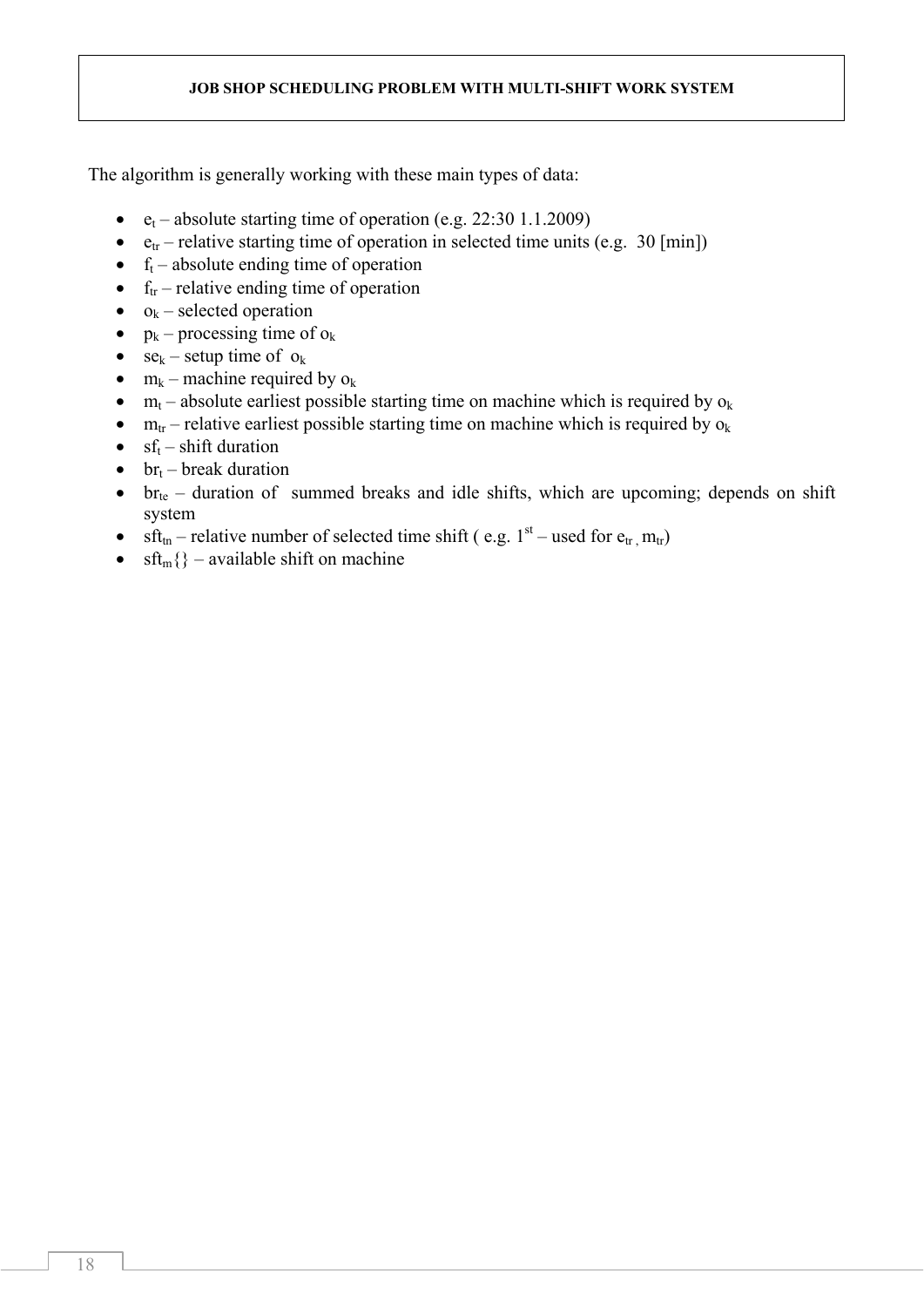The algorithm is generally working with these main types of data:

- $e_t$ – absolute starting time of operation (e.g. 22:30 1.1.2009)
- $e_{tr}$ – relative starting time of operation in selected time units (e.g. 30 [min])
- $f_t$ – absolute ending time of operation
- $f_{tr}$ – relative ending time of operation
- $o_k$ – selected operation
- $p_k$ – processing time of $o_k$
- $se_k$ – setup time of $o_k$
- $m_k$ – machine required by $o_k$
- $m_t$ – absolute earliest possible starting time on machine which is required by $o_k$
- $m_{tr}$ – relative earliest possible starting time on machine which is required by $o_k$
- $sf_t$ – shift duration
- $br_t$ – break duration
- $br_{te}$ – duration of summed breaks and idle shifts, which are upcoming; depends on shift system
- $sft_{tn}$ – relative number of selected time shift ( e.g. 1st – used for $e_{tr}$, $m_{tr}$)
- $sft_m\{\}$ – available shift on machine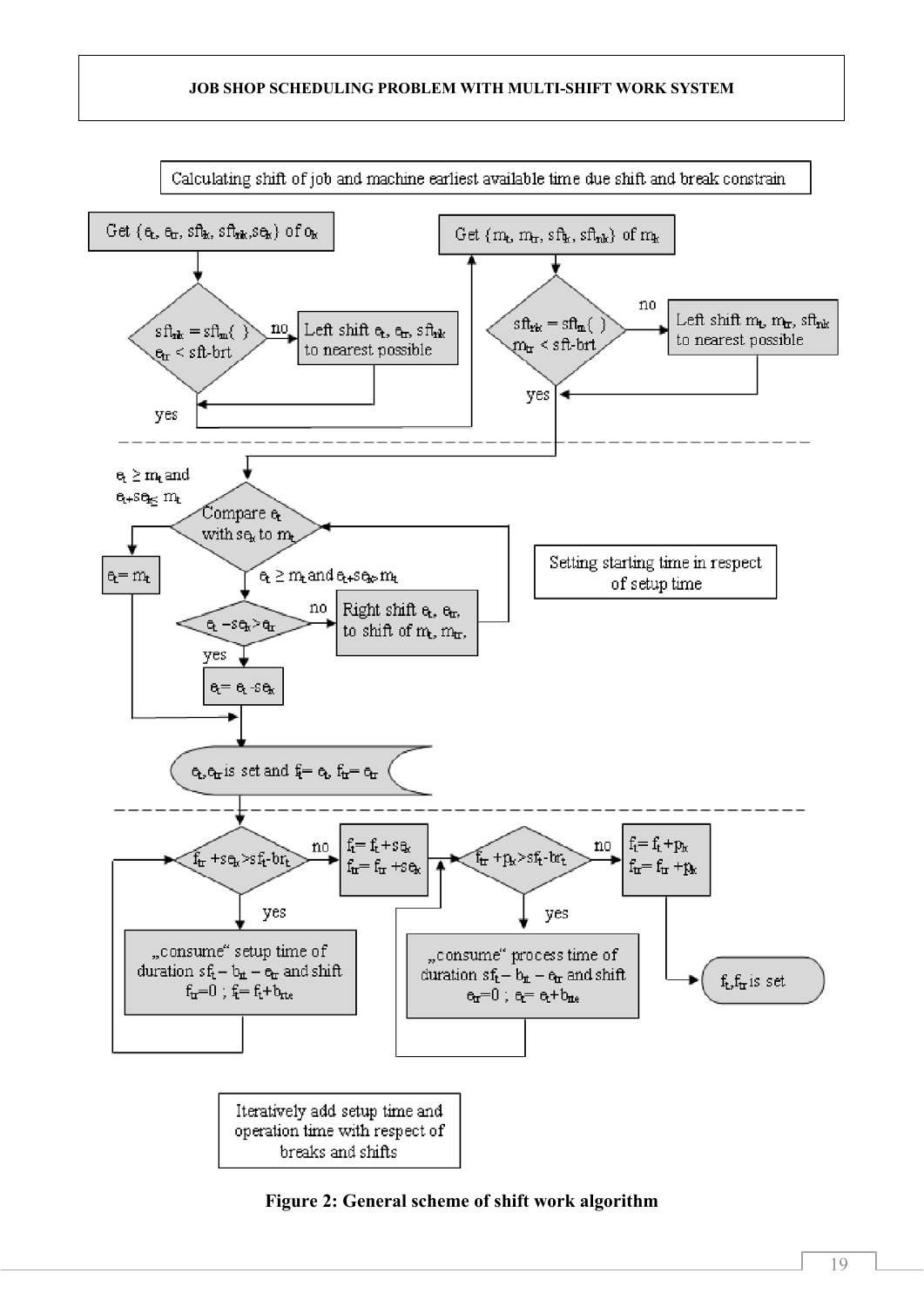Calculating shift of job and machine earliest available time due shift and break constrain

Get $\{e_t, e_{tr}, sft_k, sft_{nk}, se_k\}$ of $o_k$

$sft_{nk} = sft_m(\ )$, $e_{tr} < sft\text{-}brt$ — no: Left shift $e_t$, $e_{tr}$, $sft_{nk}$ to nearest possible; yes

Get $\{m_t, m_{tr}, sft_k, sft_{nk}\}$ of $m_k$

$sft_{nk} = sft_m(\ )$, $m_{tr} < sft\text{-}brt$ — no: Left shift $m_t$, $m_{tr}$, $sft_{nk}$ to nearest possible; yes

Compare $e_t$ with $se_k$ to $m_t$

$e_t \geq m_t$ and $e_t + se_k \leq m_t$: $e_t = m_t$

$e_t \geq m_t$ and $e_t + se_k > m_t$: $e_t - se_k > e_{tr}$ — no: Right shift $e_t$, $e_{tr}$, to shift of $m_t$, $m_{tr}$; yes: $e_t = e_t - se_k$

$e_t, e_{tr}$ is set and $f_t = e_t$, $f_{tr} = e_{tr}$

Setting starting time in respect of setup time

$f_{tr} + se_k > sft_t\text{-}brt_t$ — no: $f_t = f_t + se_k$, $f_{tr} = f_{tr} + se_k$; yes: „consume" setup time of duration $sf_t - b_{tt} - e_{tr}$ and shift $f_{tr} = 0$ ; $f_t = f_t + b_{tte}$

$f_{tr} + p_k > sft_t\text{-}brt_t$ — no: $f_t = f_t + p_k$, $f_{tr} = f_{tr} + p_k$; yes: „consume" process time of duration $sf_t - b_{tt} - e_{tr}$ and shift $e_{tr} = 0$ ; $e_t = e_t + b_{tte}$

$f_t, f_{tr}$ is set

Iteratively add setup time and operation time with respect of breaks and shifts

**Figure 2: General scheme of shift work algorithm**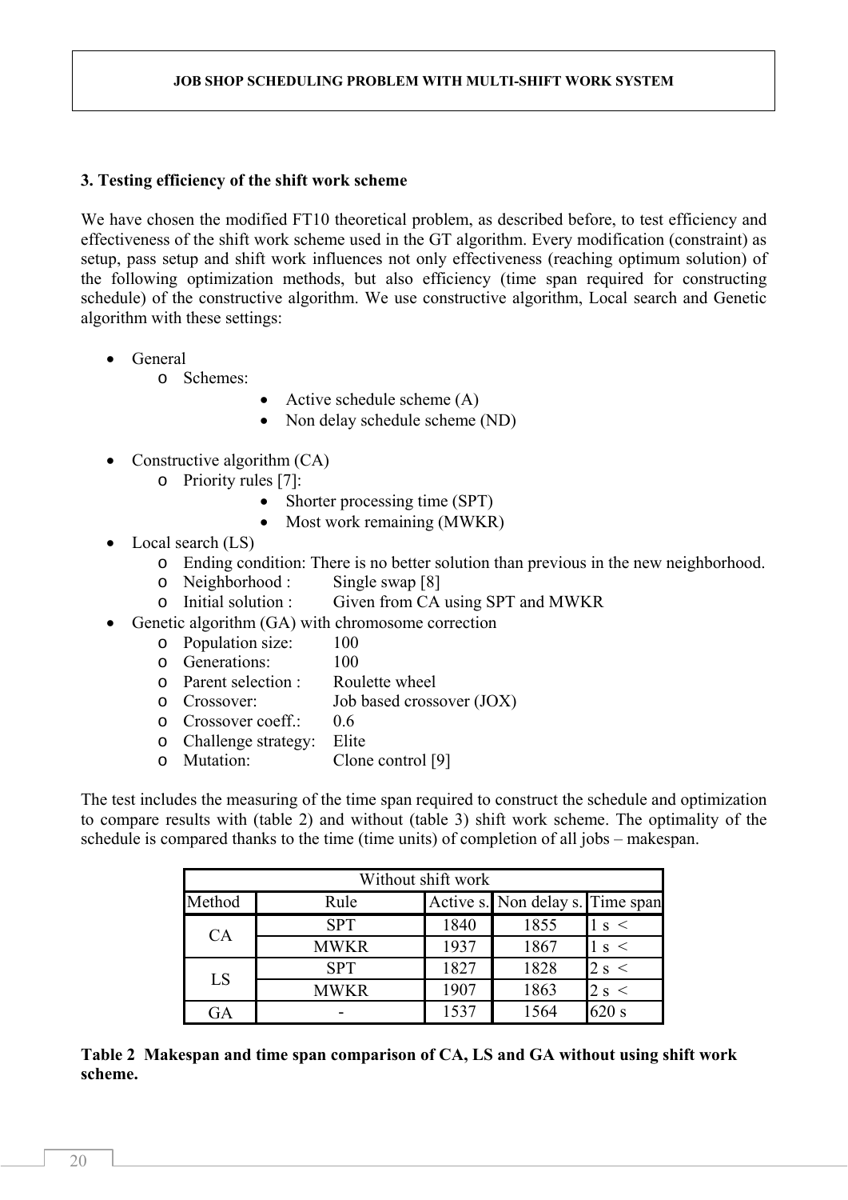## 3. Testing efficiency of the shift work scheme

We have chosen the modified FT10 theoretical problem, as described before, to test efficiency and effectiveness of the shift work scheme used in the GT algorithm. Every modification (constraint) as setup, pass setup and shift work influences not only effectiveness (reaching optimum solution) of the following optimization methods, but also efficiency (time span required for constructing schedule) of the constructive algorithm. We use constructive algorithm, Local search and Genetic algorithm with these settings:

- General
  - Schemes:
    - Active schedule scheme (A)
    - Non delay schedule scheme (ND)
- Constructive algorithm (CA)
  - Priority rules [7]:
    - Shorter processing time (SPT)
    - Most work remaining (MWKR)
- Local search (LS)
  - Ending condition: There is no better solution than previous in the new neighborhood.
  - Neighborhood : Single swap [8]
  - Initial solution : Given from CA using SPT and MWKR
- Genetic algorithm (GA) with chromosome correction
  - Population size: 100
  - Generations: 100
  - Parent selection : Roulette wheel
  - Crossover: Job based crossover (JOX)
  - Crossover coeff.: 0.6
  - Challenge strategy: Elite
  - Mutation: Clone control [9]

The test includes the measuring of the time span required to construct the schedule and optimization to compare results with (table 2) and without (table 3) shift work scheme. The optimality of the schedule is compared thanks to the time (time units) of completion of all jobs – makespan.

| Without shift work | | | | |
|---|---|---|---|---|
| Method | Rule | Active s. | Non delay s. | Time span |
| CA | SPT | 1840 | 1855 | 1 s < |
| | MWKR | 1937 | 1867 | 1 s < |
| LS | SPT | 1827 | 1828 | 2 s < |
| | MWKR | 1907 | 1863 | 2 s < |
| GA | - | 1537 | 1564 | 620 s |

**Table 2 Makespan and time span comparison of CA, LS and GA without using shift work scheme.**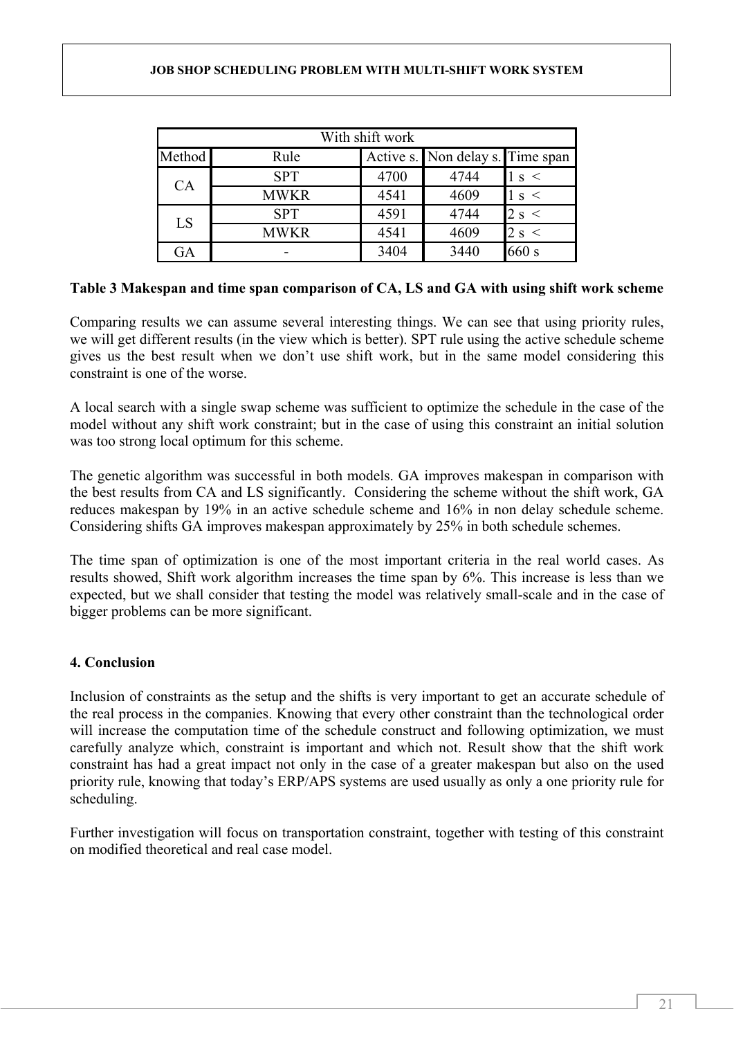| With shift work | | | | |
|---|---|---|---|---|
| Method | Rule | Active s. | Non delay s. | Time span |
| CA | SPT | 4700 | 4744 | 1 s < |
| | MWKR | 4541 | 4609 | 1 s < |
| LS | SPT | 4591 | 4744 | 2 s < |
| | MWKR | 4541 | 4609 | 2 s < |
| GA | - | 3404 | 3440 | 660 s |

**Table 3 Makespan and time span comparison of CA, LS and GA with using shift work scheme**

Comparing results we can assume several interesting things. We can see that using priority rules, we will get different results (in the view which is better). SPT rule using the active schedule scheme gives us the best result when we don't use shift work, but in the same model considering this constraint is one of the worse.

A local search with a single swap scheme was sufficient to optimize the schedule in the case of the model without any shift work constraint; but in the case of using this constraint an initial solution was too strong local optimum for this scheme.

The genetic algorithm was successful in both models. GA improves makespan in comparison with the best results from CA and LS significantly. Considering the scheme without the shift work, GA reduces makespan by 19% in an active schedule scheme and 16% in non delay schedule scheme. Considering shifts GA improves makespan approximately by 25% in both schedule schemes.

The time span of optimization is one of the most important criteria in the real world cases. As results showed, Shift work algorithm increases the time span by 6%. This increase is less than we expected, but we shall consider that testing the model was relatively small-scale and in the case of bigger problems can be more significant.

## 4. Conclusion

Inclusion of constraints as the setup and the shifts is very important to get an accurate schedule of the real process in the companies. Knowing that every other constraint than the technological order will increase the computation time of the schedule construct and following optimization, we must carefully analyze which, constraint is important and which not. Result show that the shift work constraint has had a great impact not only in the case of a greater makespan but also on the used priority rule, knowing that today's ERP/APS systems are used usually as only a one priority rule for scheduling.

Further investigation will focus on transportation constraint, together with testing of this constraint on modified theoretical and real case model.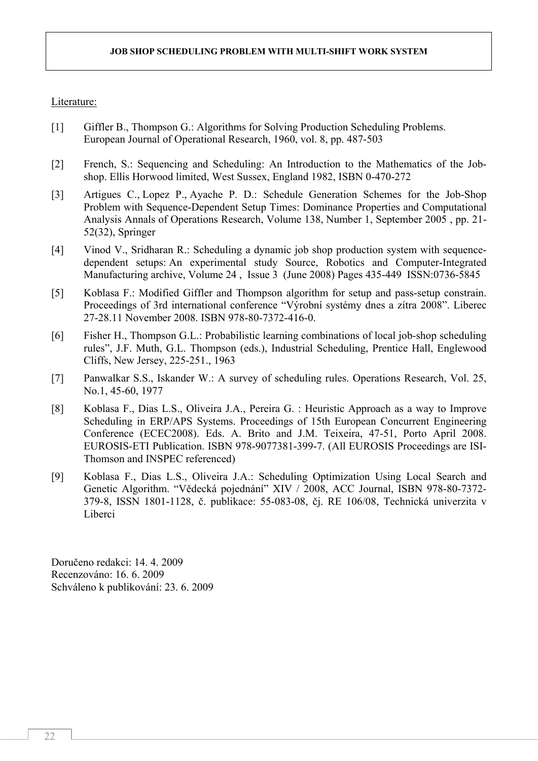Literature:

[1] Giffler B., Thompson G.: Algorithms for Solving Production Scheduling Problems. European Journal of Operational Research, 1960, vol. 8, pp. 487-503

[2] French, S.: Sequencing and Scheduling: An Introduction to the Mathematics of the Job-shop. Ellis Horwood limited, West Sussex, England 1982, ISBN 0-470-272

[3] Artigues C., Lopez P., Ayache P. D.: Schedule Generation Schemes for the Job-Shop Problem with Sequence-Dependent Setup Times: Dominance Properties and Computational Analysis Annals of Operations Research, Volume 138, Number 1, September 2005 , pp. 21-52(32), Springer

[4] Vinod V., Sridharan R.: Scheduling a dynamic job shop production system with sequence-dependent setups: An experimental study Source, Robotics and Computer-Integrated Manufacturing archive, Volume 24 , Issue 3 (June 2008) Pages 435-449 ISSN:0736-5845

[5] Koblasa F.: Modified Giffler and Thompson algorithm for setup and pass-setup constrain. Proceedings of 3rd international conference "Výrobní systémy dnes a zítra 2008". Liberec 27-28.11 November 2008. ISBN 978-80-7372-416-0.

[6] Fisher H., Thompson G.L.: Probabilistic learning combinations of local job-shop scheduling rules", J.F. Muth, G.L. Thompson (eds.), Industrial Scheduling, Prentice Hall, Englewood Cliffs, New Jersey, 225-251., 1963

[7] Panwalkar S.S., Iskander W.: A survey of scheduling rules. Operations Research, Vol. 25, No.1, 45-60, 1977

[8] Koblasa F., Dias L.S., Oliveira J.A., Pereira G. : Heuristic Approach as a way to Improve Scheduling in ERP/APS Systems. Proceedings of 15th European Concurrent Engineering Conference (ECEC2008). Eds. A. Brito and J.M. Teixeira, 47-51, Porto April 2008. EUROSIS-ETI Publication. ISBN 978-9077381-399-7. (All EUROSIS Proceedings are ISI-Thomson and INSPEC referenced)

[9] Koblasa F., Dias L.S., Oliveira J.A.: Scheduling Optimization Using Local Search and Genetic Algorithm. "Vědecká pojednání" XIV / 2008, ACC Journal, ISBN 978-80-7372-379-8, ISSN 1801-1128, č. publikace: 55-083-08, čj. RE 106/08, Technická univerzita v Liberci

Doručeno redakci: 14. 4. 2009
Recenzováno: 16. 6. 2009
Schváleno k publikování: 23. 6. 2009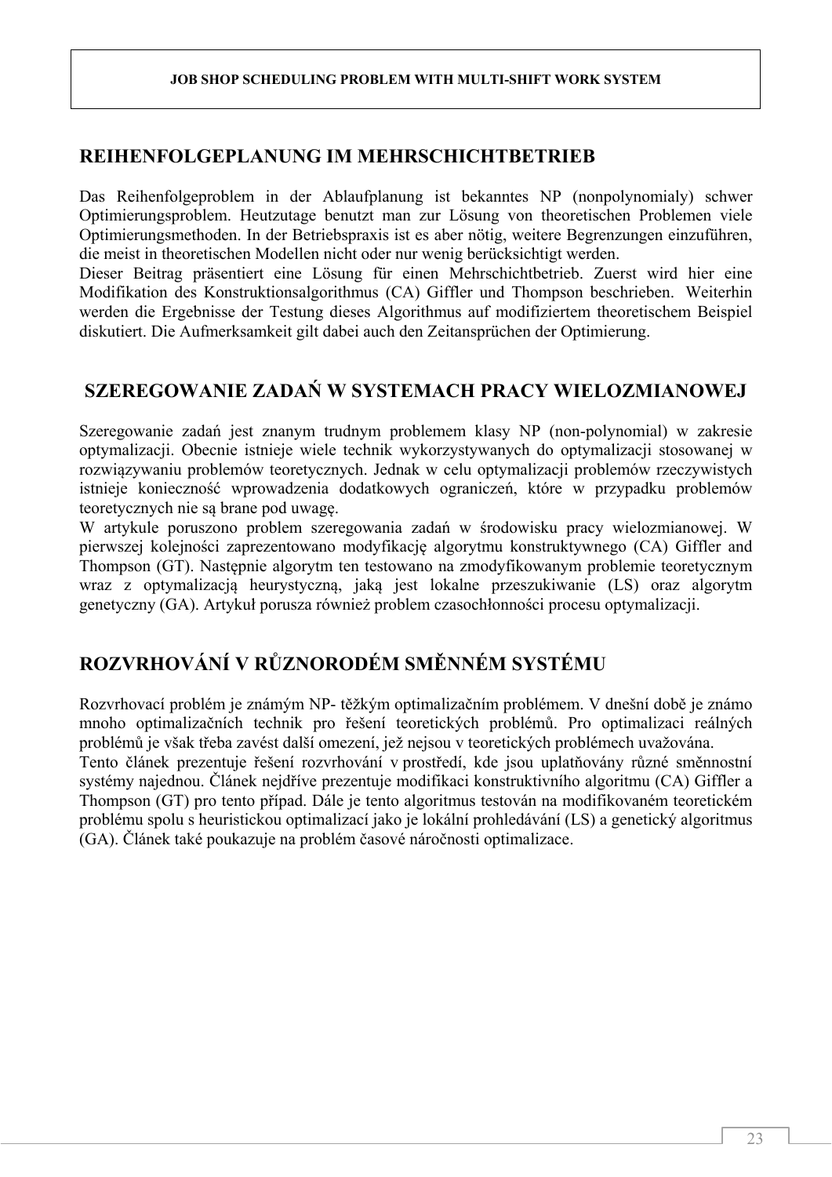## REIHENFOLGEPLANUNG IM MEHRSCHICHTBETRIEB

Das Reihenfolgeproblem in der Ablaufplanung ist bekanntes NP (nonpolynomialy) schwer Optimierungsproblem. Heutzutage benutzt man zur Lösung von theoretischen Problemen viele Optimierungsmethoden. In der Betriebspraxis ist es aber nötig, weitere Begrenzungen einzuführen, die meist in theoretischen Modellen nicht oder nur wenig berücksichtigt werden.

Dieser Beitrag präsentiert eine Lösung für einen Mehrschichtbetrieb. Zuerst wird hier eine Modifikation des Konstruktionsalgorithmus (CA) Giffler und Thompson beschrieben. Weiterhin werden die Ergebnisse der Testung dieses Algorithmus auf modifiziertem theoretischem Beispiel diskutiert. Die Aufmerksamkeit gilt dabei auch den Zeitansprüchen der Optimierung.

## SZEREGOWANIE ZADAŃ W SYSTEMACH PRACY WIELOZMIANOWEJ

Szeregowanie zadań jest znanym trudnym problemem klasy NP (non-polynomial) w zakresie optymalizacji. Obecnie istnieje wiele technik wykorzystywanych do optymalizacji stosowanej w rozwiązywaniu problemów teoretycznych. Jednak w celu optymalizacji problemów rzeczywistych istnieje konieczność wprowadzenia dodatkowych ograniczeń, które w przypadku problemów teoretycznych nie są brane pod uwagę.

W artykule poruszono problem szeregowania zadań w środowisku pracy wielozmianowej. W pierwszej kolejności zaprezentowano modyfikację algorytmu konstruktywnego (CA) Giffler and Thompson (GT). Następnie algorytm ten testowano na zmodyfikowanym problemie teoretycznym wraz z optymalizacją heurystyczną, jaką jest lokalne przeszukiwanie (LS) oraz algorytm genetyczny (GA). Artykuł porusza również problem czasochłonności procesu optymalizacji.

## ROZVRHOVÁNÍ V RŮZNORODÉM SMĚNNÉM SYSTÉMU

Rozvrhovací problém je známým NP- těžkým optimalizačním problémem. V dnešní době je známo mnoho optimalizačních technik pro řešení teoretických problémů. Pro optimalizaci reálných problémů je však třeba zavést další omezení, jež nejsou v teoretických problémech uvažována.

Tento článek prezentuje řešení rozvrhování v prostředí, kde jsou uplatňovány různé směnnostní systémy najednou. Článek nejdříve prezentuje modifikaci konstruktivního algoritmu (CA) Giffler a Thompson (GT) pro tento případ. Dále je tento algoritmus testován na modifikovaném teoretickém problému spolu s heuristickou optimalizací jako je lokální prohledávání (LS) a genetický algoritmus (GA). Článek také poukazuje na problém časové náročnosti optimalizace.